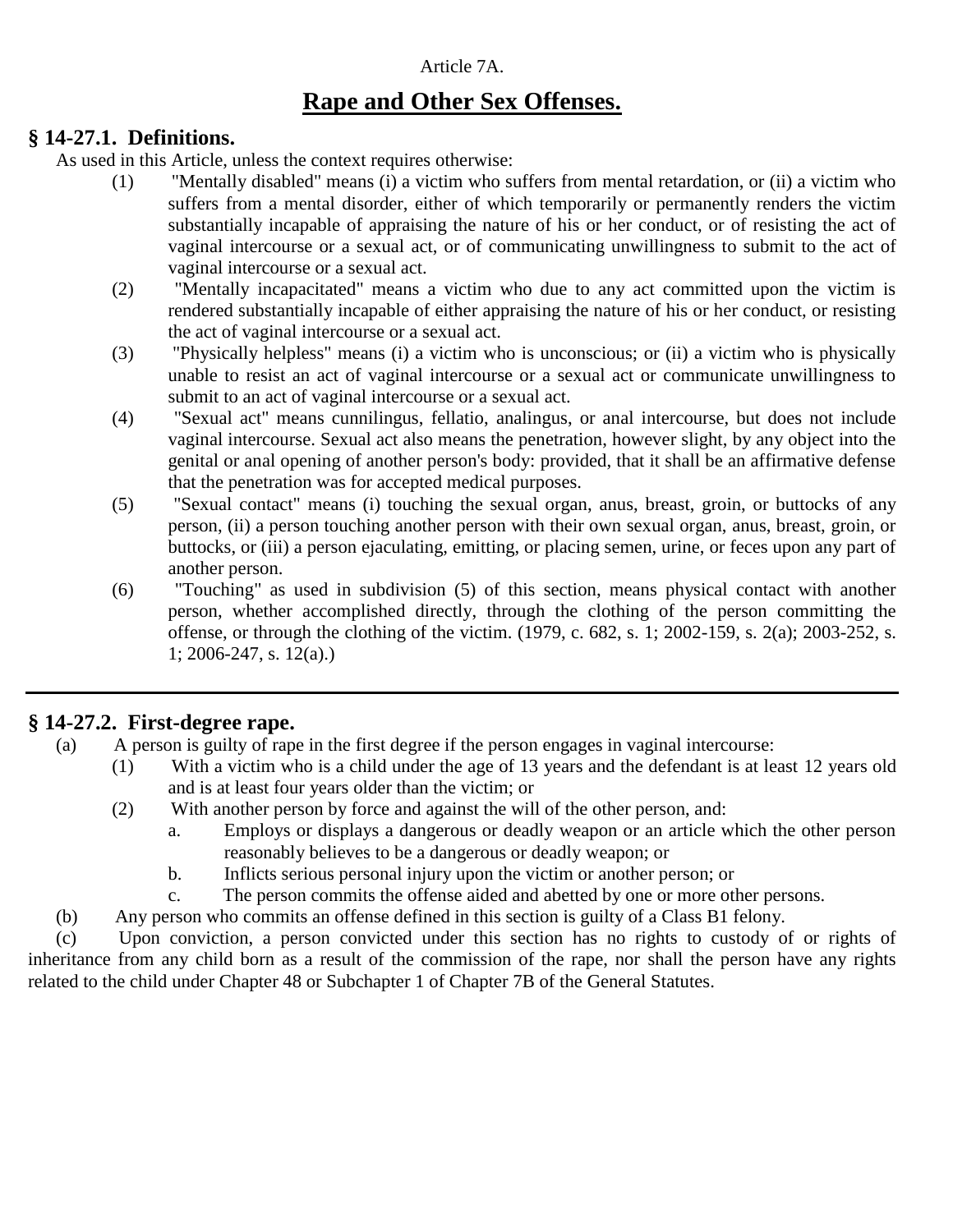Article 7A.

# Rape and Other Sex Offenses.

## § 14-27.1. Definitions.

As used in this Article, unless the context requires otherwise:

(1) "Mentally disabled" means (i) a victim who suffers from mental retardation, or (ii) a victim who suffers from a mental disorder, either of which temporarily or permanently renders the victim substantially incapable of appraising the nature of his or her conduct, or of resisting the act of vaginal intercourse or a sexual act, or of communicating unwillingness to submit to the act of vaginal intercourse or a sexual act.

(2) "Mentally incapacitated" means a victim who due to any act committed upon the victim is rendered substantially incapable of either appraising the nature of his or her conduct, or resisting the act of vaginal intercourse or a sexual act.

(3) "Physically helpless" means (i) a victim who is unconscious; or (ii) a victim who is physically unable to resist an act of vaginal intercourse or a sexual act or communicate unwillingness to submit to an act of vaginal intercourse or a sexual act.

(4) "Sexual act" means cunnilingus, fellatio, analingus, or anal intercourse, but does not include vaginal intercourse. Sexual act also means the penetration, however slight, by any object into the genital or anal opening of another person's body: provided, that it shall be an affirmative defense that the penetration was for accepted medical purposes.

(5) "Sexual contact" means (i) touching the sexual organ, anus, breast, groin, or buttocks of any person, (ii) a person touching another person with their own sexual organ, anus, breast, groin, or buttocks, or (iii) a person ejaculating, emitting, or placing semen, urine, or feces upon any part of another person.

(6) "Touching" as used in subdivision (5) of this section, means physical contact with another person, whether accomplished directly, through the clothing of the person committing the offense, or through the clothing of the victim. (1979, c. 682, s. 1; 2002-159, s. 2(a); 2003-252, s. 1; 2006-247, s. 12(a).)

---

## § 14-27.2. First-degree rape.

(a) A person is guilty of rape in the first degree if the person engages in vaginal intercourse:

(1) With a victim who is a child under the age of 13 years and the defendant is at least 12 years old and is at least four years older than the victim; or

(2) With another person by force and against the will of the other person, and:

a. Employs or displays a dangerous or deadly weapon or an article which the other person reasonably believes to be a dangerous or deadly weapon; or

b. Inflicts serious personal injury upon the victim or another person; or

c. The person commits the offense aided and abetted by one or more other persons.

(b) Any person who commits an offense defined in this section is guilty of a Class B1 felony.

(c) Upon conviction, a person convicted under this section has no rights to custody of or rights of inheritance from any child born as a result of the commission of the rape, nor shall the person have any rights related to the child under Chapter 48 or Subchapter 1 of Chapter 7B of the General Statutes.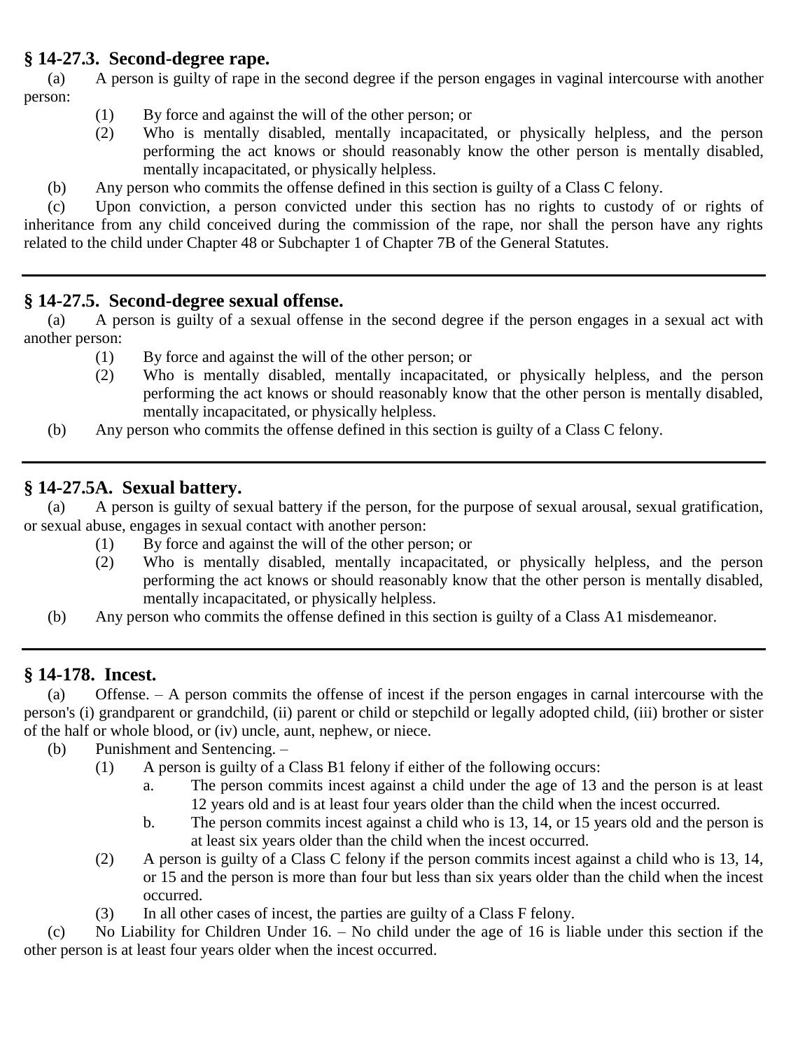## § 14-27.3. Second-degree rape.

(a) A person is guilty of rape in the second degree if the person engages in vaginal intercourse with another person:

(1) By force and against the will of the other person; or

(2) Who is mentally disabled, mentally incapacitated, or physically helpless, and the person performing the act knows or should reasonably know the other person is mentally disabled, mentally incapacitated, or physically helpless.

(b) Any person who commits the offense defined in this section is guilty of a Class C felony.

(c) Upon conviction, a person convicted under this section has no rights to custody of or rights of inheritance from any child conceived during the commission of the rape, nor shall the person have any rights related to the child under Chapter 48 or Subchapter 1 of Chapter 7B of the General Statutes.

---

## § 14-27.5. Second-degree sexual offense.

(a) A person is guilty of a sexual offense in the second degree if the person engages in a sexual act with another person:

(1) By force and against the will of the other person; or

(2) Who is mentally disabled, mentally incapacitated, or physically helpless, and the person performing the act knows or should reasonably know that the other person is mentally disabled, mentally incapacitated, or physically helpless.

(b) Any person who commits the offense defined in this section is guilty of a Class C felony.

---

## § 14-27.5A. Sexual battery.

(a) A person is guilty of sexual battery if the person, for the purpose of sexual arousal, sexual gratification, or sexual abuse, engages in sexual contact with another person:

(1) By force and against the will of the other person; or

(2) Who is mentally disabled, mentally incapacitated, or physically helpless, and the person performing the act knows or should reasonably know that the other person is mentally disabled, mentally incapacitated, or physically helpless.

(b) Any person who commits the offense defined in this section is guilty of a Class A1 misdemeanor.

---

## § 14-178. Incest.

(a) Offense. – A person commits the offense of incest if the person engages in carnal intercourse with the person's (i) grandparent or grandchild, (ii) parent or child or stepchild or legally adopted child, (iii) brother or sister of the half or whole blood, or (iv) uncle, aunt, nephew, or niece.

(b) Punishment and Sentencing. –

(1) A person is guilty of a Class B1 felony if either of the following occurs:

a. The person commits incest against a child under the age of 13 and the person is at least 12 years old and is at least four years older than the child when the incest occurred.

b. The person commits incest against a child who is 13, 14, or 15 years old and the person is at least six years older than the child when the incest occurred.

(2) A person is guilty of a Class C felony if the person commits incest against a child who is 13, 14, or 15 and the person is more than four but less than six years older than the child when the incest occurred.

(3) In all other cases of incest, the parties are guilty of a Class F felony.

(c) No Liability for Children Under 16. – No child under the age of 16 is liable under this section if the other person is at least four years older when the incest occurred.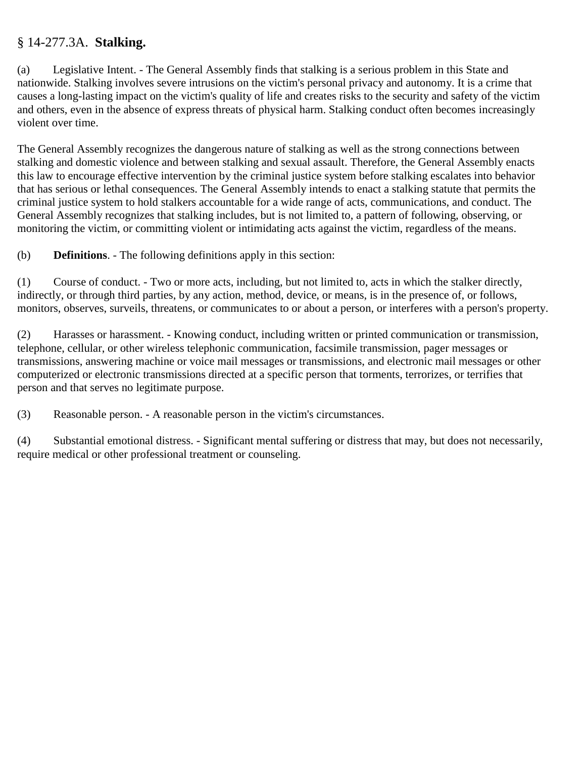## § 14-277.3A. **Stalking.**

(a) Legislative Intent. - The General Assembly finds that stalking is a serious problem in this State and nationwide. Stalking involves severe intrusions on the victim's personal privacy and autonomy. It is a crime that causes a long-lasting impact on the victim's quality of life and creates risks to the security and safety of the victim and others, even in the absence of express threats of physical harm. Stalking conduct often becomes increasingly violent over time.

The General Assembly recognizes the dangerous nature of stalking as well as the strong connections between stalking and domestic violence and between stalking and sexual assault. Therefore, the General Assembly enacts this law to encourage effective intervention by the criminal justice system before stalking escalates into behavior that has serious or lethal consequences. The General Assembly intends to enact a stalking statute that permits the criminal justice system to hold stalkers accountable for a wide range of acts, communications, and conduct. The General Assembly recognizes that stalking includes, but is not limited to, a pattern of following, observing, or monitoring the victim, or committing violent or intimidating acts against the victim, regardless of the means.

(b) **Definitions**. - The following definitions apply in this section:

(1) Course of conduct. - Two or more acts, including, but not limited to, acts in which the stalker directly, indirectly, or through third parties, by any action, method, device, or means, is in the presence of, or follows, monitors, observes, surveils, threatens, or communicates to or about a person, or interferes with a person's property.

(2) Harasses or harassment. - Knowing conduct, including written or printed communication or transmission, telephone, cellular, or other wireless telephonic communication, facsimile transmission, pager messages or transmissions, answering machine or voice mail messages or transmissions, and electronic mail messages or other computerized or electronic transmissions directed at a specific person that torments, terrorizes, or terrifies that person and that serves no legitimate purpose.

(3) Reasonable person. - A reasonable person in the victim's circumstances.

(4) Substantial emotional distress. - Significant mental suffering or distress that may, but does not necessarily, require medical or other professional treatment or counseling.